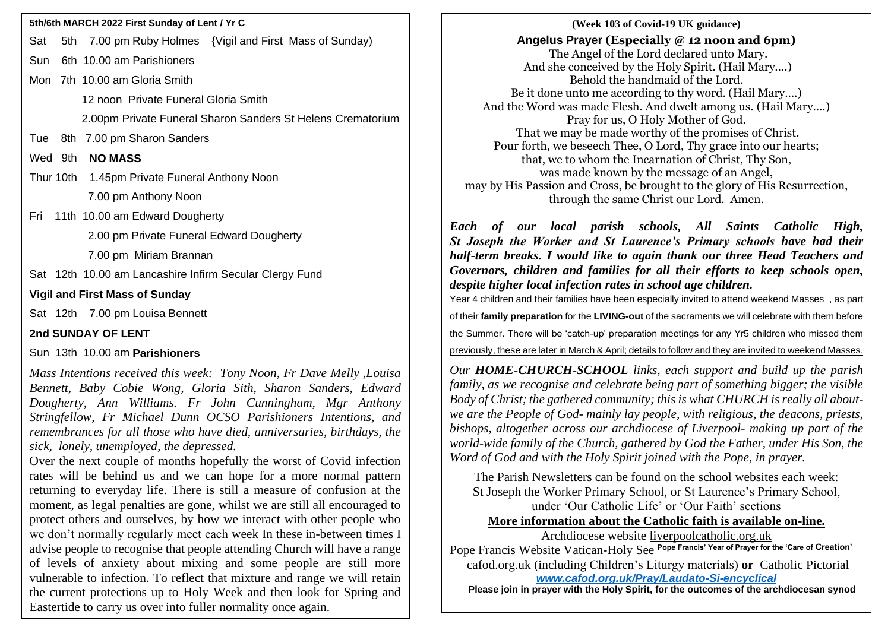**5th/6th MARCH 2022 First Sunday of Lent / Yr C**

Sat 5th 7.00 pm Ruby Holmes {Vigil and First Mass of Sunday)

Sun 6th 10.00 am Parishioners

Mon 7th 10.00 am Gloria Smith

12 noon Private Funeral Gloria Smith

2.00pm Private Funeral Sharon Sanders St Helens Crematorium

Tue 8th 7.00 pm Sharon Sanders

Wed 9th **NO MASS**

Thur 10th 1.45pm Private Funeral Anthony Noon

7.00 pm Anthony Noon

Fri 11th 10.00 am Edward Dougherty

2.00 pm Private Funeral Edward Dougherty

7.00 pm Miriam Brannan

Sat 12th 10.00 am Lancashire Infirm Secular Clergy Fund

**Vigil and First Mass of Sunday**

Sat 12th 7.00 pm Louisa Bennett

**2nd SUNDAY OF LENT**

Sun 13th 10.00 am **Parishioners**

*Mass Intentions received this week: Tony Noon, Fr Dave Melly ,Louisa Bennett, Baby Cobie Wong, Gloria Sith, Sharon Sanders, Edward Dougherty, Ann Williams. Fr John Cunningham, Mgr Anthony Stringfellow, Fr Michael Dunn OCSO Parishioners Intentions, and remembrances for all those who have died, anniversaries, birthdays, the sick, lonely, unemployed, the depressed.*

Over the next couple of months hopefully the worst of Covid infection rates will be behind us and we can hope for a more normal pattern returning to everyday life. There is still a measure of confusion at the moment, as legal penalties are gone, whilst we are still all encouraged to protect others and ourselves, by how we interact with other people who we don't normally regularly meet each week In these in-between times I advise people to recognise that people attending Church will have a range of levels of anxiety about mixing and some people are still more vulnerable to infection. To reflect that mixture and range we will retain the current protections up to Holy Week and then look for Spring and Eastertide to carry us over into fuller normality once again.

**(Week 103 of Covid-19 UK guidance)**

**Angelus Prayer (Especially @ 12 noon and 6pm)**

The Angel of the Lord declared unto Mary.
And she conceived by the Holy Spirit. (Hail Mary….)
Behold the handmaid of the Lord.
Be it done unto me according to thy word. (Hail Mary….)
And the Word was made Flesh. And dwelt among us. (Hail Mary….)
Pray for us, O Holy Mother of God.
That we may be made worthy of the promises of Christ.
Pour forth, we beseech Thee, O Lord, Thy grace into our hearts;
that, we to whom the Incarnation of Christ, Thy Son,
was made known by the message of an Angel,
may by His Passion and Cross, be brought to the glory of His Resurrection,
through the same Christ our Lord. Amen.

***Each of our local parish schools, All Saints Catholic High, St Joseph the Worker and St Laurence's Primary schools have had their half-term breaks. I would like to again thank our three Head Teachers and Governors, children and families for all their efforts to keep schools open, despite higher local infection rates in school age children.***

Year 4 children and their families have been especially invited to attend weekend Masses , as part of their **family preparation** for the **LIVING-out** of the sacraments we will celebrate with them before the Summer. There will be 'catch-up' preparation meetings for any Yr5 children who missed them previously, these are later in March & April; details to follow and they are invited to weekend Masses.

*Our **HOME-CHURCH-SCHOOL** links, each support and build up the parish family, as we recognise and celebrate being part of something bigger; the visible Body of Christ; the gathered community; this is what CHURCH is really all about- we are the People of God- mainly lay people, with religious, the deacons, priests, bishops, altogether across our archdiocese of Liverpool- making up part of the world-wide family of the Church, gathered by God the Father, under His Son, the Word of God and with the Holy Spirit joined with the Pope, in prayer.*

The Parish Newsletters can be found on the school websites each week:
St Joseph the Worker Primary School, or St Laurence's Primary School,
under 'Our Catholic Life' or 'Our Faith' sections

**More information about the Catholic faith is available on-line.**

Archdiocese website liverpoolcatholic.org.uk

Pope Francis Website Vatican-Holy See **Pope Francis' Year of Prayer for the 'Care of Creation'**

cafod.org.uk (including Children's Liturgy materials) **or** Catholic Pictorial

***www.cafod.org.uk/Pray/Laudato-Si-encyclical***

**Please join in prayer with the Holy Spirit, for the outcomes of the archdiocesan synod**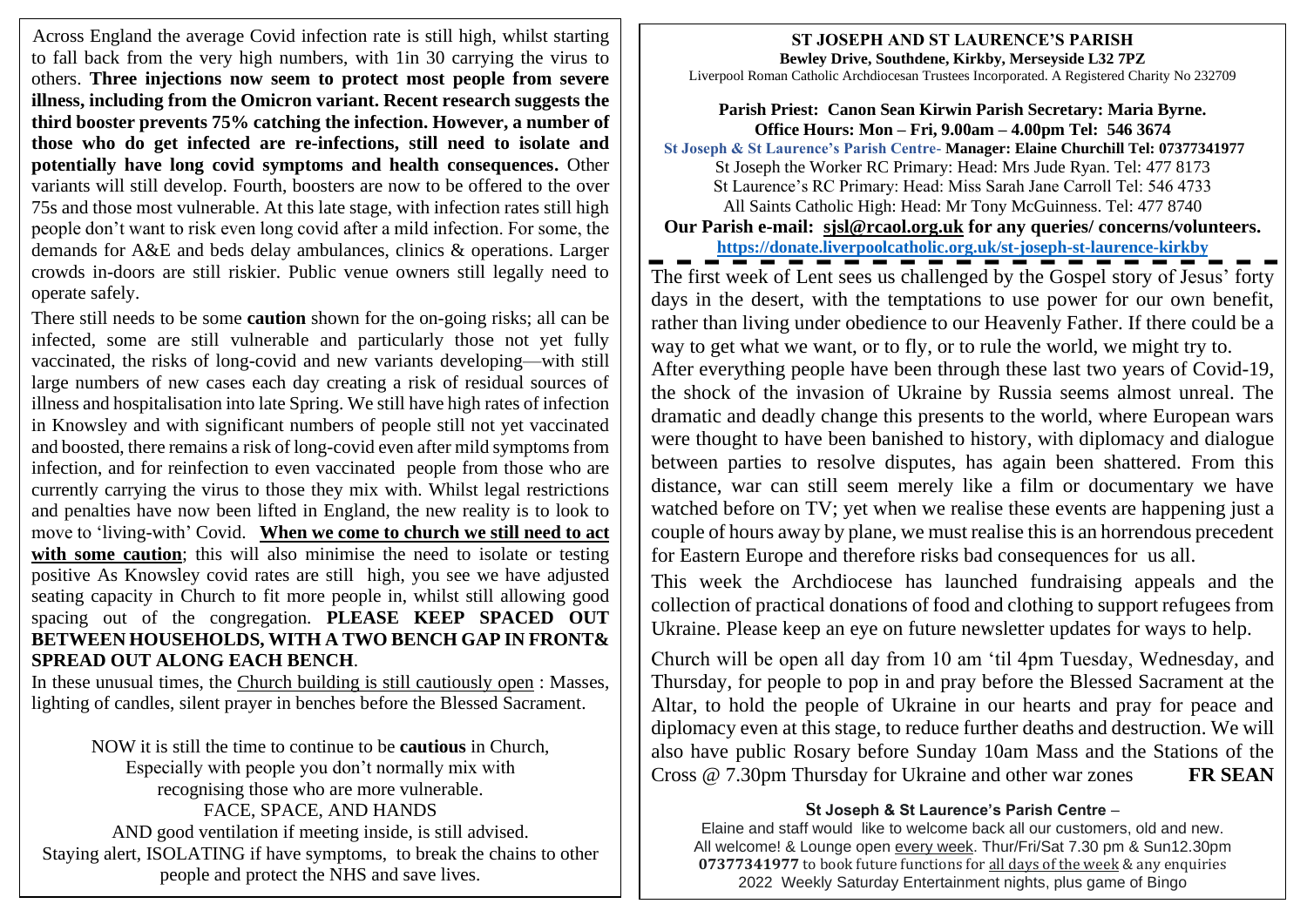Across England the average Covid infection rate is still high, whilst starting to fall back from the very high numbers, with 1in 30 carrying the virus to others. **Three injections now seem to protect most people from severe illness, including from the Omicron variant. Recent research suggests the third booster prevents 75% catching the infection. However, a number of those who do get infected are re-infections, still need to isolate and potentially have long covid symptoms and health consequences.** Other variants will still develop. Fourth, boosters are now to be offered to the over 75s and those most vulnerable. At this late stage, with infection rates still high people don't want to risk even long covid after a mild infection. For some, the demands for A&E and beds delay ambulances, clinics & operations. Larger crowds in-doors are still riskier. Public venue owners still legally need to operate safely.

There still needs to be some **caution** shown for the on-going risks; all can be infected, some are still vulnerable and particularly those not yet fully vaccinated, the risks of long-covid and new variants developing—with still large numbers of new cases each day creating a risk of residual sources of illness and hospitalisation into late Spring. We still have high rates of infection in Knowsley and with significant numbers of people still not yet vaccinated and boosted, there remains a risk of long-covid even after mild symptoms from infection, and for reinfection to even vaccinated people from those who are currently carrying the virus to those they mix with. Whilst legal restrictions and penalties have now been lifted in England, the new reality is to look to move to 'living-with' Covid. **When we come to church we still need to act with some caution**; this will also minimise the need to isolate or testing positive As Knowsley covid rates are still high, you see we have adjusted seating capacity in Church to fit more people in, whilst still allowing good spacing out of the congregation. **PLEASE KEEP SPACED OUT BETWEEN HOUSEHOLDS, WITH A TWO BENCH GAP IN FRONT& SPREAD OUT ALONG EACH BENCH**.

In these unusual times, the Church building is still cautiously open : Masses, lighting of candles, silent prayer in benches before the Blessed Sacrament.

NOW it is still the time to continue to be **cautious** in Church,
Especially with people you don't normally mix with
recognising those who are more vulnerable.
FACE, SPACE, AND HANDS
AND good ventilation if meeting inside, is still advised.
Staying alert, ISOLATING if have symptoms, to break the chains to other people and protect the NHS and save lives.

**ST JOSEPH AND ST LAURENCE'S PARISH**
**Bewley Drive, Southdene, Kirkby, Merseyside L32 7PZ**
Liverpool Roman Catholic Archdiocesan Trustees Incorporated. A Registered Charity No 232709

**Parish Priest: Canon Sean Kirwin Parish Secretary: Maria Byrne.**
**Office Hours: Mon – Fri, 9.00am – 4.00pm Tel: 546 3674**
**St Joseph & St Laurence's Parish Centre- Manager: Elaine Churchill Tel: 07377341977**
St Joseph the Worker RC Primary: Head: Mrs Jude Ryan. Tel: 477 8173
St Laurence's RC Primary: Head: Miss Sarah Jane Carroll Tel: 546 4733
All Saints Catholic High: Head: Mr Tony McGuinness. Tel: 477 8740
**Our Parish e-mail: sjsl@rcaol.org.uk for any queries/ concerns/volunteers.**
**https://donate.liverpoolcatholic.org.uk/st-joseph-st-laurence-kirkby**

The first week of Lent sees us challenged by the Gospel story of Jesus' forty days in the desert, with the temptations to use power for our own benefit, rather than living under obedience to our Heavenly Father. If there could be a way to get what we want, or to fly, or to rule the world, we might try to.
After everything people have been through these last two years of Covid-19, the shock of the invasion of Ukraine by Russia seems almost unreal. The dramatic and deadly change this presents to the world, where European wars were thought to have been banished to history, with diplomacy and dialogue between parties to resolve disputes, has again been shattered. From this distance, war can still seem merely like a film or documentary we have watched before on TV; yet when we realise these events are happening just a couple of hours away by plane, we must realise this is an horrendous precedent for Eastern Europe and therefore risks bad consequences for us all.

This week the Archdiocese has launched fundraising appeals and the collection of practical donations of food and clothing to support refugees from Ukraine. Please keep an eye on future newsletter updates for ways to help.

Church will be open all day from 10 am 'til 4pm Tuesday, Wednesday, and Thursday, for people to pop in and pray before the Blessed Sacrament at the Altar, to hold the people of Ukraine in our hearts and pray for peace and diplomacy even at this stage, to reduce further deaths and destruction. We will also have public Rosary before Sunday 10am Mass and the Stations of the Cross @ 7.30pm Thursday for Ukraine and other war zones **FR SEAN**

**St Joseph & St Laurence's Parish Centre** –
Elaine and staff would like to welcome back all our customers, old and new.
All welcome! & Lounge open every week. Thur/Fri/Sat 7.30 pm & Sun12.30pm
**07377341977** to book future functions for all days of the week & any enquiries
2022 Weekly Saturday Entertainment nights, plus game of Bingo